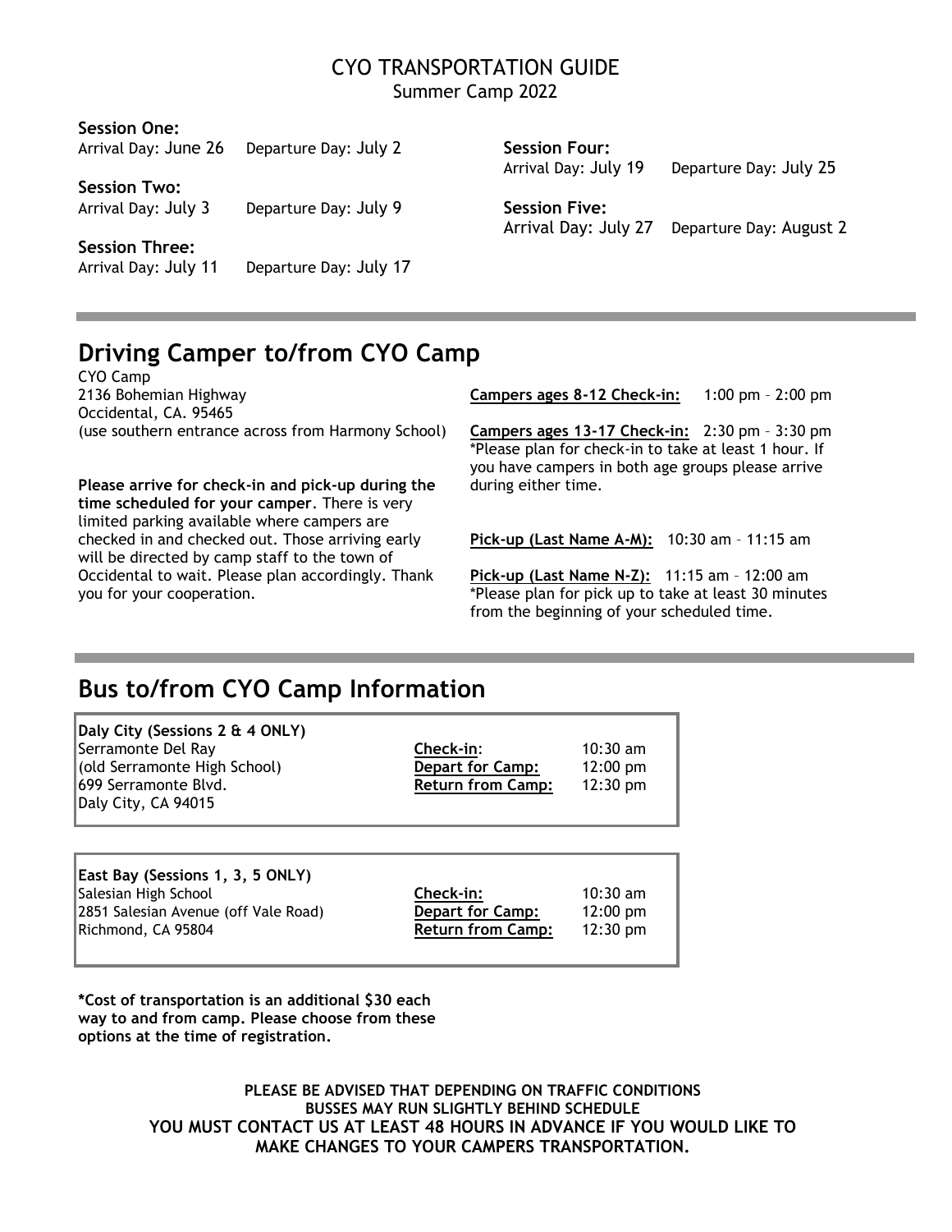# CYO TRANSPORTATION GUIDE

Summer Camp 2022

**Session One:**
Arrival Day: June 26 Departure Day: July 2

**Session Two:**
Arrival Day: July 3 Departure Day: July 9

**Session Three:**
Arrival Day: July 11 Departure Day: July 17

**Session Four:**
Arrival Day: July 19 Departure Day: July 25

**Session Five:**
Arrival Day: July 27 Departure Day: August 2

## Driving Camper to/from CYO Camp

CYO Camp
2136 Bohemian Highway
Occidental, CA. 95465
(use southern entrance across from Harmony School)

**Please arrive for check-in and pick-up during the time scheduled for your camper**. There is very limited parking available where campers are checked in and checked out. Those arriving early will be directed by camp staff to the town of Occidental to wait. Please plan accordingly. Thank you for your cooperation.

**Campers ages 8-12 Check-in:** 1:00 pm – 2:00 pm

**Campers ages 13-17 Check-in:** 2:30 pm – 3:30 pm
*Please plan for check-in to take at least 1 hour. If you have campers in both age groups please arrive during either time.

**Pick-up (Last Name A-M):** 10:30 am – 11:15 am

**Pick-up (Last Name N-Z):** 11:15 am – 12:00 am
*Please plan for pick up to take at least 30 minutes from the beginning of your scheduled time.

## Bus to/from CYO Camp Information

**Daly City (Sessions 2 & 4 ONLY)**
Serramonte Del Ray
(old Serramonte High School)
699 Serramonte Blvd.
Daly City, CA 94015

**Check-in**: 10:30 am
**Depart for Camp:** 12:00 pm
**Return from Camp:** 12:30 pm

**East Bay (Sessions 1, 3, 5 ONLY)**
Salesian High School
2851 Salesian Avenue (off Vale Road)
Richmond, CA 95804

**Check-in:** 10:30 am
**Depart for Camp:** 12:00 pm
**Return from Camp:** 12:30 pm

**\*Cost of transportation is an additional $30 each way to and from camp. Please choose from these options at the time of registration.**

**PLEASE BE ADVISED THAT DEPENDING ON TRAFFIC CONDITIONS BUSSES MAY RUN SLIGHTLY BEHIND SCHEDULE**
**YOU MUST CONTACT US AT LEAST 48 HOURS IN ADVANCE IF YOU WOULD LIKE TO MAKE CHANGES TO YOUR CAMPERS TRANSPORTATION.**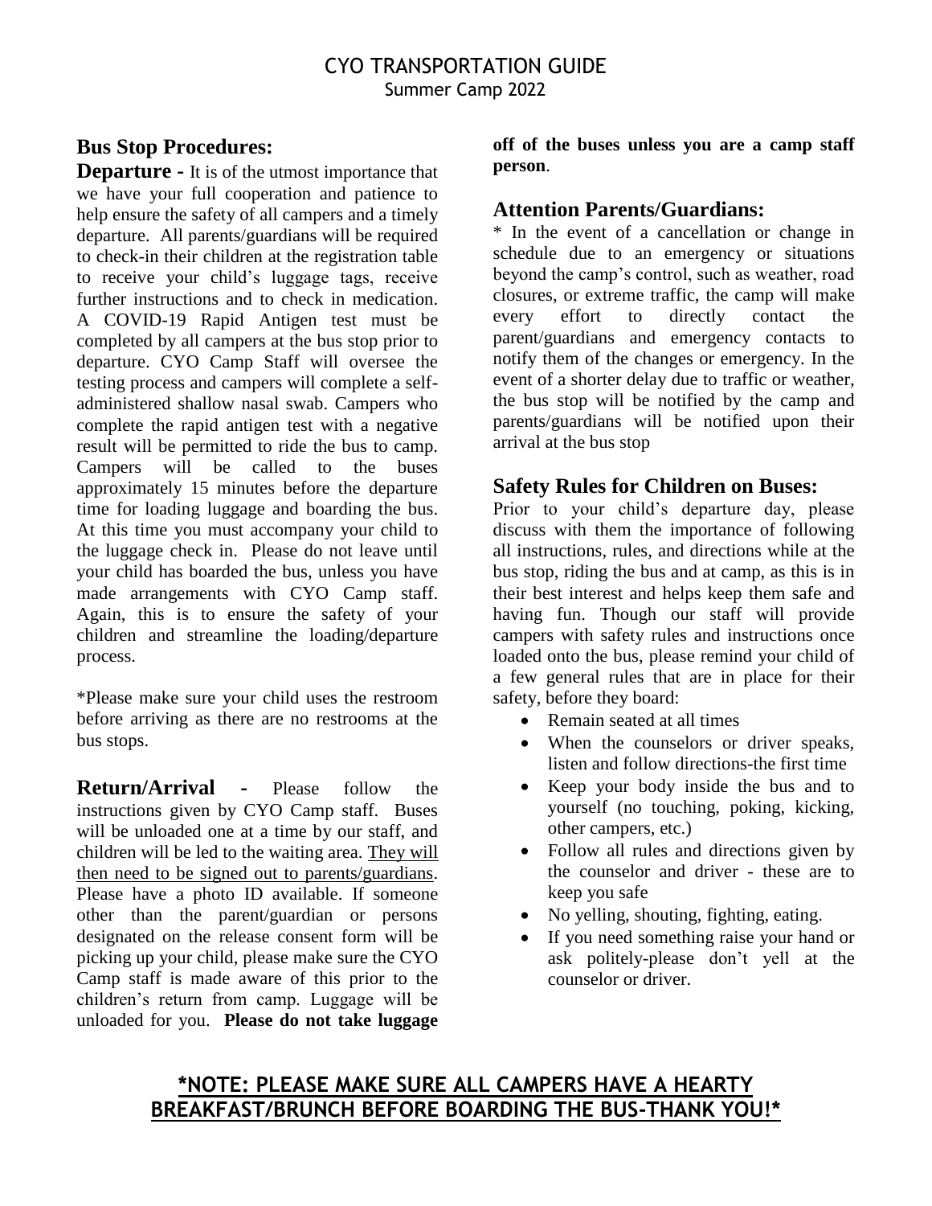# CYO TRANSPORTATION GUIDE

Summer Camp 2022

## Bus Stop Procedures:

**Departure -** It is of the utmost importance that we have your full cooperation and patience to help ensure the safety of all campers and a timely departure. All parents/guardians will be required to check-in their children at the registration table to receive your child's luggage tags, receive further instructions and to check in medication. A COVID-19 Rapid Antigen test must be completed by all campers at the bus stop prior to departure. CYO Camp Staff will oversee the testing process and campers will complete a self-administered shallow nasal swab. Campers who complete the rapid antigen test with a negative result will be permitted to ride the bus to camp. Campers will be called to the buses approximately 15 minutes before the departure time for loading luggage and boarding the bus. At this time you must accompany your child to the luggage check in. Please do not leave until your child has boarded the bus, unless you have made arrangements with CYO Camp staff. Again, this is to ensure the safety of your children and streamline the loading/departure process.

*Please make sure your child uses the restroom before arriving as there are no restrooms at the bus stops.

**Return/Arrival -** Please follow the instructions given by CYO Camp staff. Buses will be unloaded one at a time by our staff, and children will be led to the waiting area. They will then need to be signed out to parents/guardians. Please have a photo ID available. If someone other than the parent/guardian or persons designated on the release consent form will be picking up your child, please make sure the CYO Camp staff is made aware of this prior to the children's return from camp. Luggage will be unloaded for you. **Please do not take luggage off of the buses unless you are a camp staff person**.

## Attention Parents/Guardians:

* In the event of a cancellation or change in schedule due to an emergency or situations beyond the camp's control, such as weather, road closures, or extreme traffic, the camp will make every effort to directly contact the parent/guardians and emergency contacts to notify them of the changes or emergency. In the event of a shorter delay due to traffic or weather, the bus stop will be notified by the camp and parents/guardians will be notified upon their arrival at the bus stop

## Safety Rules for Children on Buses:

Prior to your child's departure day, please discuss with them the importance of following all instructions, rules, and directions while at the bus stop, riding the bus and at camp, as this is in their best interest and helps keep them safe and having fun. Though our staff will provide campers with safety rules and instructions once loaded onto the bus, please remind your child of a few general rules that are in place for their safety, before they board:

- Remain seated at all times
- When the counselors or driver speaks, listen and follow directions-the first time
- Keep your body inside the bus and to yourself (no touching, poking, kicking, other campers, etc.)
- Follow all rules and directions given by the counselor and driver - these are to keep you safe
- No yelling, shouting, fighting, eating.
- If you need something raise your hand or ask politely-please don't yell at the counselor or driver.

**\*NOTE: PLEASE MAKE SURE ALL CAMPERS HAVE A HEARTY BREAKFAST/BRUNCH BEFORE BOARDING THE BUS-THANK YOU!\***